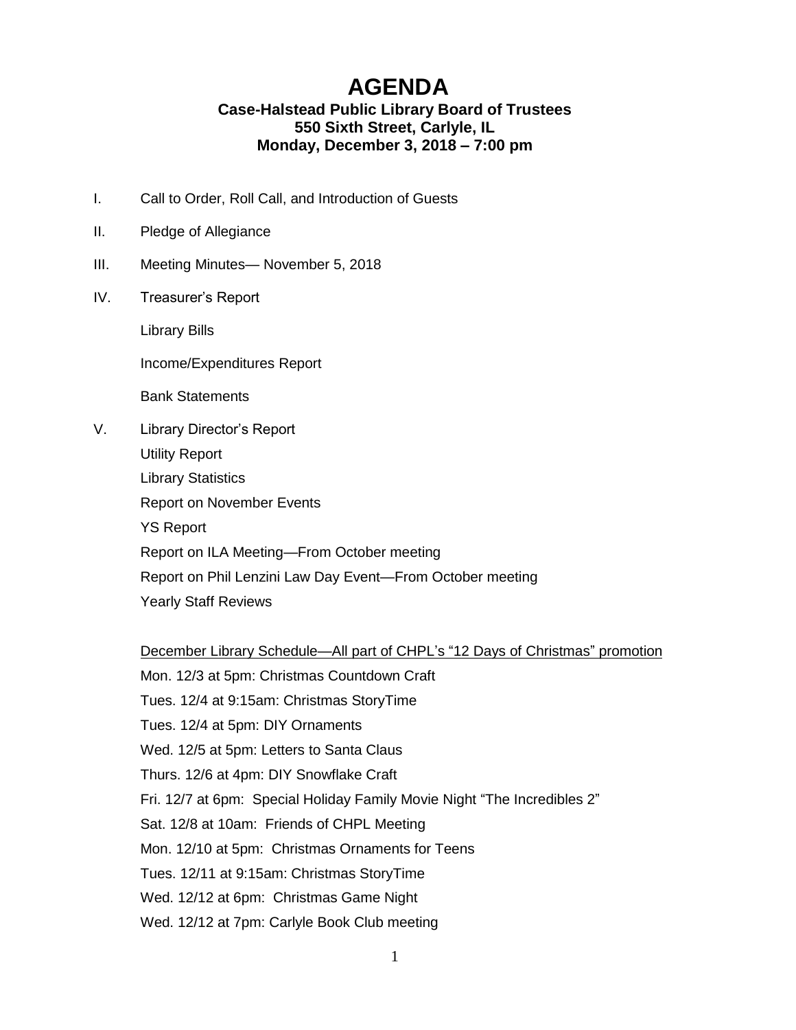# AGENDA

**Case-Halstead Public Library Board of Trustees**
**550 Sixth Street, Carlyle, IL**
**Monday, December 3, 2018 – 7:00 pm**

I. Call to Order, Roll Call, and Introduction of Guests

II. Pledge of Allegiance

III. Meeting Minutes— November 5, 2018

IV. Treasurer's Report

Library Bills

Income/Expenditures Report

Bank Statements

V. Library Director's Report

Utility Report
Library Statistics
Report on November Events
YS Report
Report on ILA Meeting—From October meeting
Report on Phil Lenzini Law Day Event—From October meeting
Yearly Staff Reviews

<u>December Library Schedule—All part of CHPL's "12 Days of Christmas" promotion</u>

Mon. 12/3 at 5pm: Christmas Countdown Craft
Tues. 12/4 at 9:15am: Christmas StoryTime
Tues. 12/4 at 5pm: DIY Ornaments
Wed. 12/5 at 5pm: Letters to Santa Claus
Thurs. 12/6 at 4pm: DIY Snowflake Craft
Fri. 12/7 at 6pm: Special Holiday Family Movie Night "The Incredibles 2"
Sat. 12/8 at 10am: Friends of CHPL Meeting
Mon. 12/10 at 5pm: Christmas Ornaments for Teens
Tues. 12/11 at 9:15am: Christmas StoryTime
Wed. 12/12 at 6pm: Christmas Game Night
Wed. 12/12 at 7pm: Carlyle Book Club meeting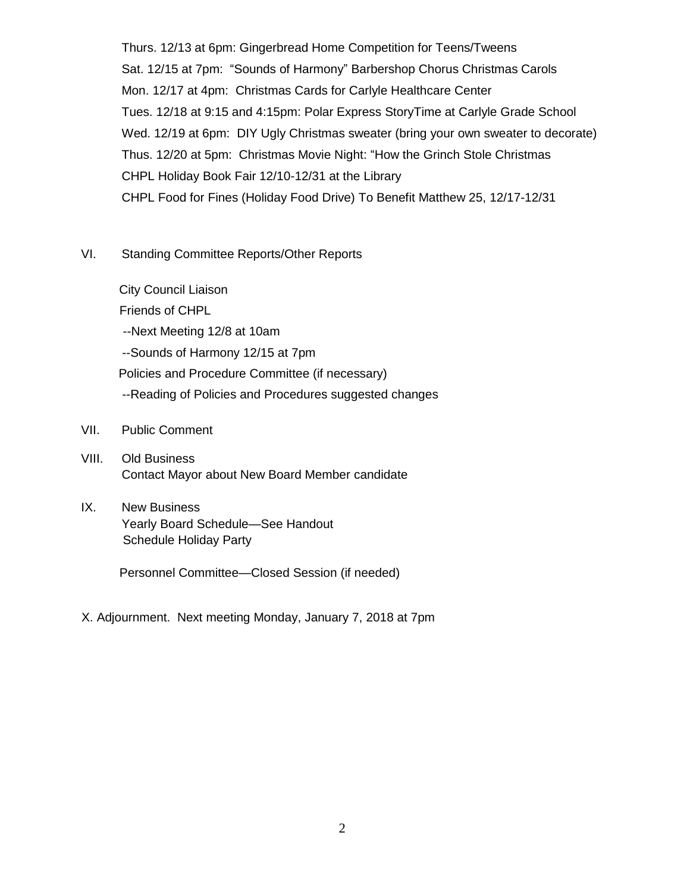Thurs. 12/13 at 6pm: Gingerbread Home Competition for Teens/Tweens

Sat. 12/15 at 7pm: "Sounds of Harmony" Barbershop Chorus Christmas Carols

Mon. 12/17 at 4pm: Christmas Cards for Carlyle Healthcare Center

Tues. 12/18 at 9:15 and 4:15pm: Polar Express StoryTime at Carlyle Grade School

Wed. 12/19 at 6pm: DIY Ugly Christmas sweater (bring your own sweater to decorate)

Thus. 12/20 at 5pm: Christmas Movie Night: "How the Grinch Stole Christmas

CHPL Holiday Book Fair 12/10-12/31 at the Library

CHPL Food for Fines (Holiday Food Drive) To Benefit Matthew 25, 12/17-12/31

VI. Standing Committee Reports/Other Reports

City Council Liaison

Friends of CHPL

--Next Meeting 12/8 at 10am

--Sounds of Harmony 12/15 at 7pm

Policies and Procedure Committee (if necessary)

--Reading of Policies and Procedures suggested changes

VII. Public Comment

VIII. Old Business

Contact Mayor about New Board Member candidate

IX. New Business

Yearly Board Schedule—See Handout

Schedule Holiday Party

Personnel Committee—Closed Session (if needed)

X. Adjournment. Next meeting Monday, January 7, 2018 at 7pm